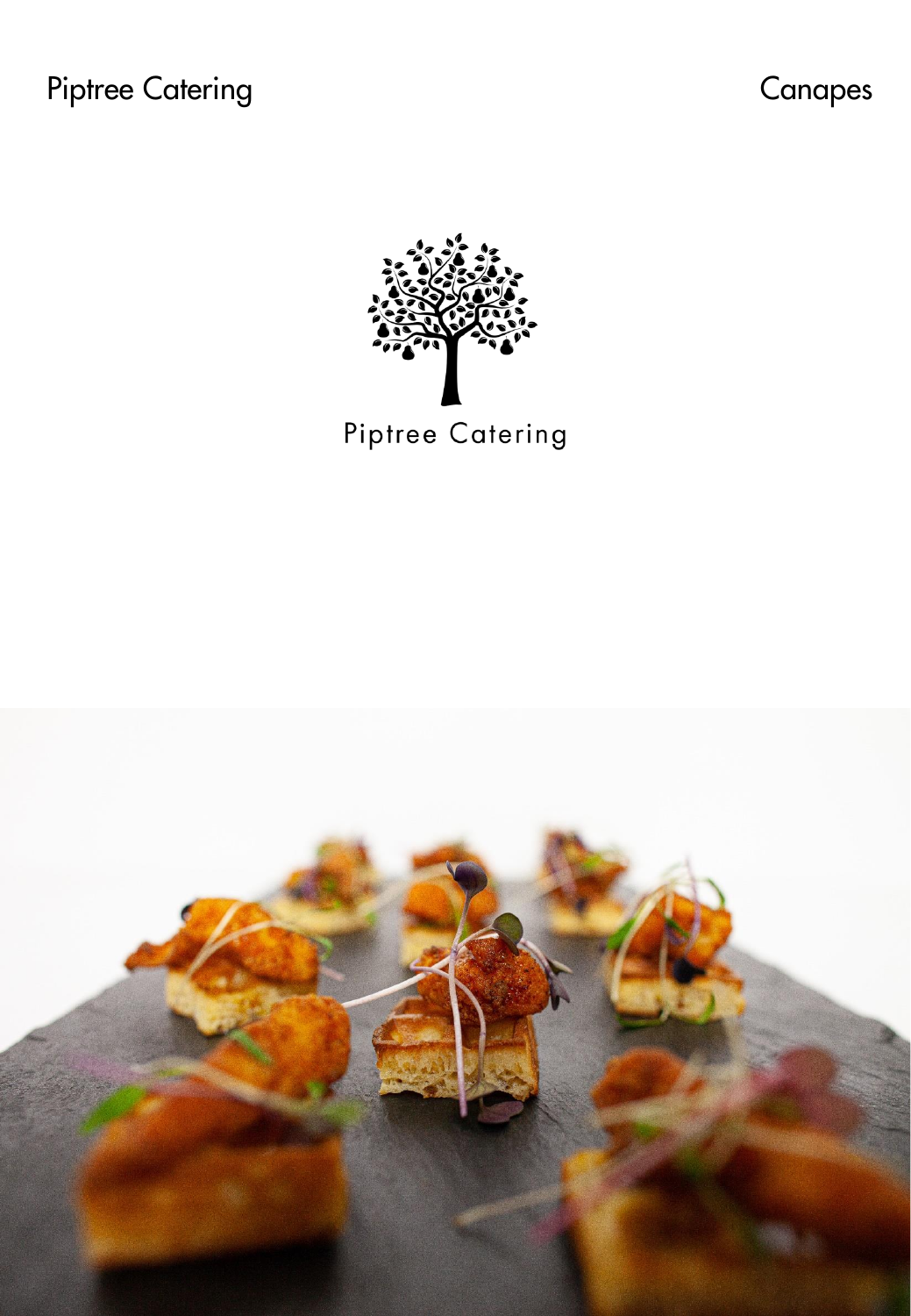Piptree Catering

Canapes

Piptree Catering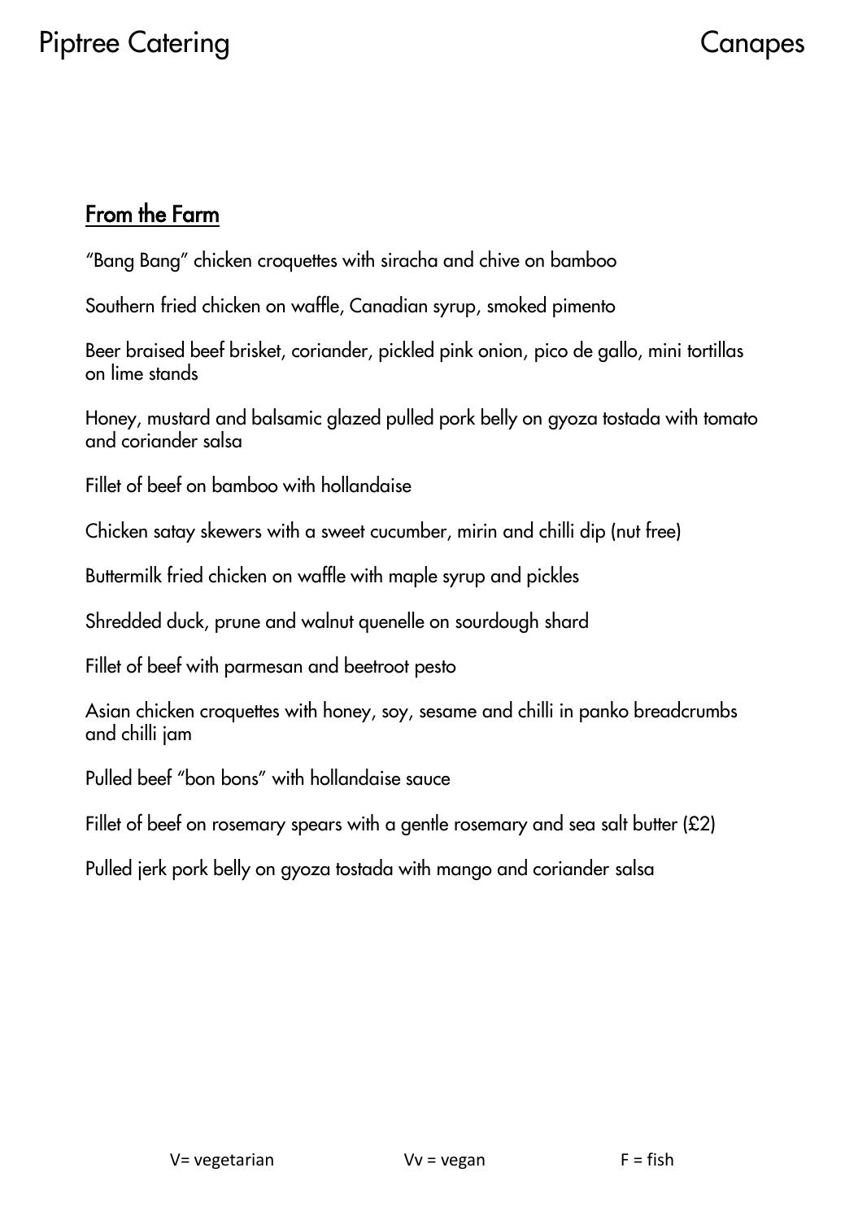## From the Farm

"Bang Bang" chicken croquettes with siracha and chive on bamboo

Southern fried chicken on waffle, Canadian syrup, smoked pimento

Beer braised beef brisket, coriander, pickled pink onion, pico de gallo, mini tortillas on lime stands

Honey, mustard and balsamic glazed pulled pork belly on gyoza tostada with tomato and coriander salsa

Fillet of beef on bamboo with hollandaise

Chicken satay skewers with a sweet cucumber, mirin and chilli dip (nut free)

Buttermilk fried chicken on waffle with maple syrup and pickles

Shredded duck, prune and walnut quenelle on sourdough shard

Fillet of beef with parmesan and beetroot pesto

Asian chicken croquettes with honey, soy, sesame and chilli in panko breadcrumbs and chilli jam

Pulled beef "bon bons" with hollandaise sauce

Fillet of beef on rosemary spears with a gentle rosemary and sea salt butter (£2)

Pulled jerk pork belly on gyoza tostada with mango and coriander salsa

V= vegetarian Vv = vegan F = fish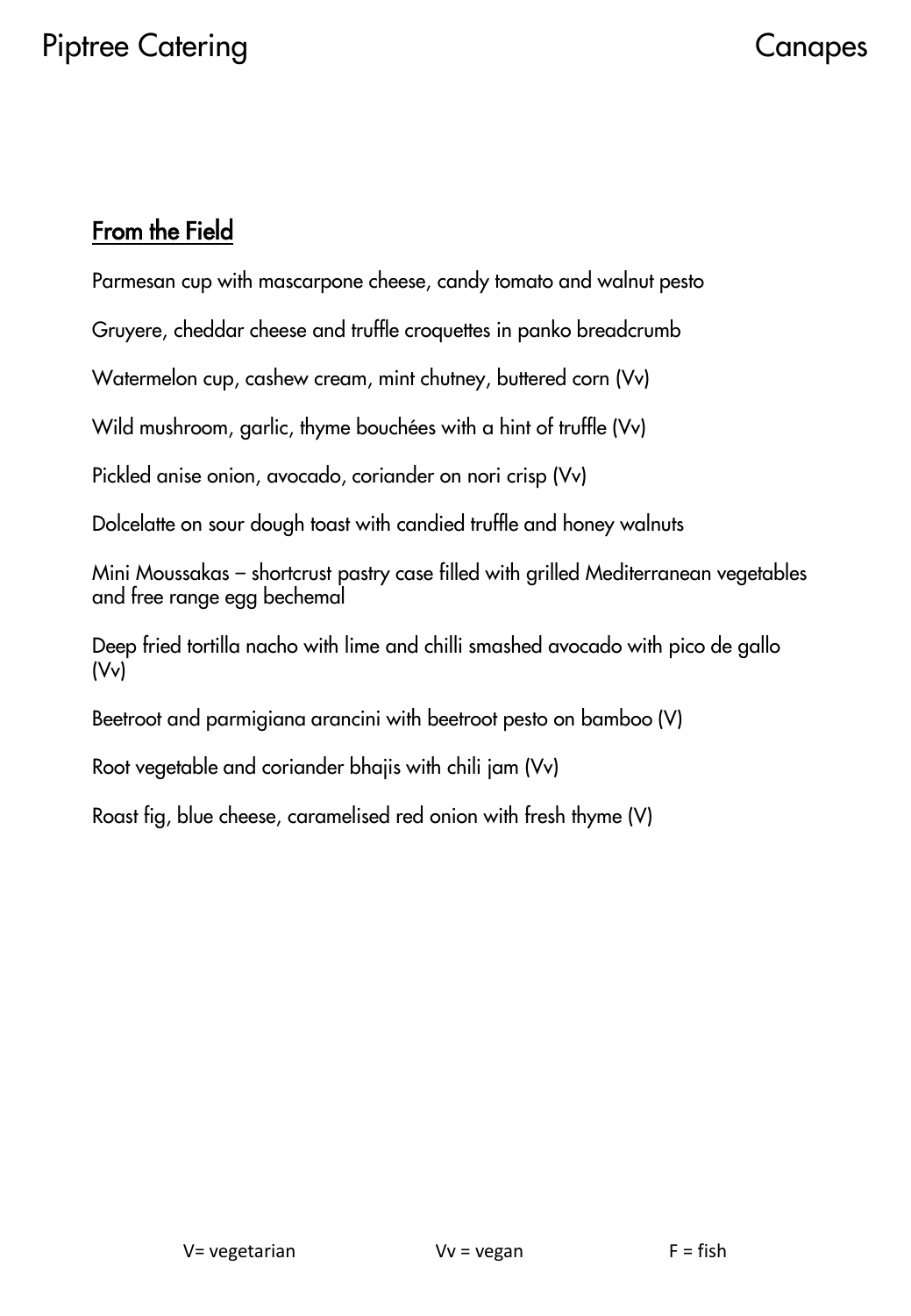## From the Field

Parmesan cup with mascarpone cheese, candy tomato and walnut pesto

Gruyere, cheddar cheese and truffle croquettes in panko breadcrumb

Watermelon cup, cashew cream, mint chutney, buttered corn (Vv)

Wild mushroom, garlic, thyme bouchées with a hint of truffle (Vv)

Pickled anise onion, avocado, coriander on nori crisp (Vv)

Dolcelatte on sour dough toast with candied truffle and honey walnuts

Mini Moussakas – shortcrust pastry case filled with grilled Mediterranean vegetables and free range egg bechemal

Deep fried tortilla nacho with lime and chilli smashed avocado with pico de gallo (Vv)

Beetroot and parmigiana arancini with beetroot pesto on bamboo (V)

Root vegetable and coriander bhajis with chili jam (Vv)

Roast fig, blue cheese, caramelised red onion with fresh thyme (V)

V= vegetarian Vv = vegan F = fish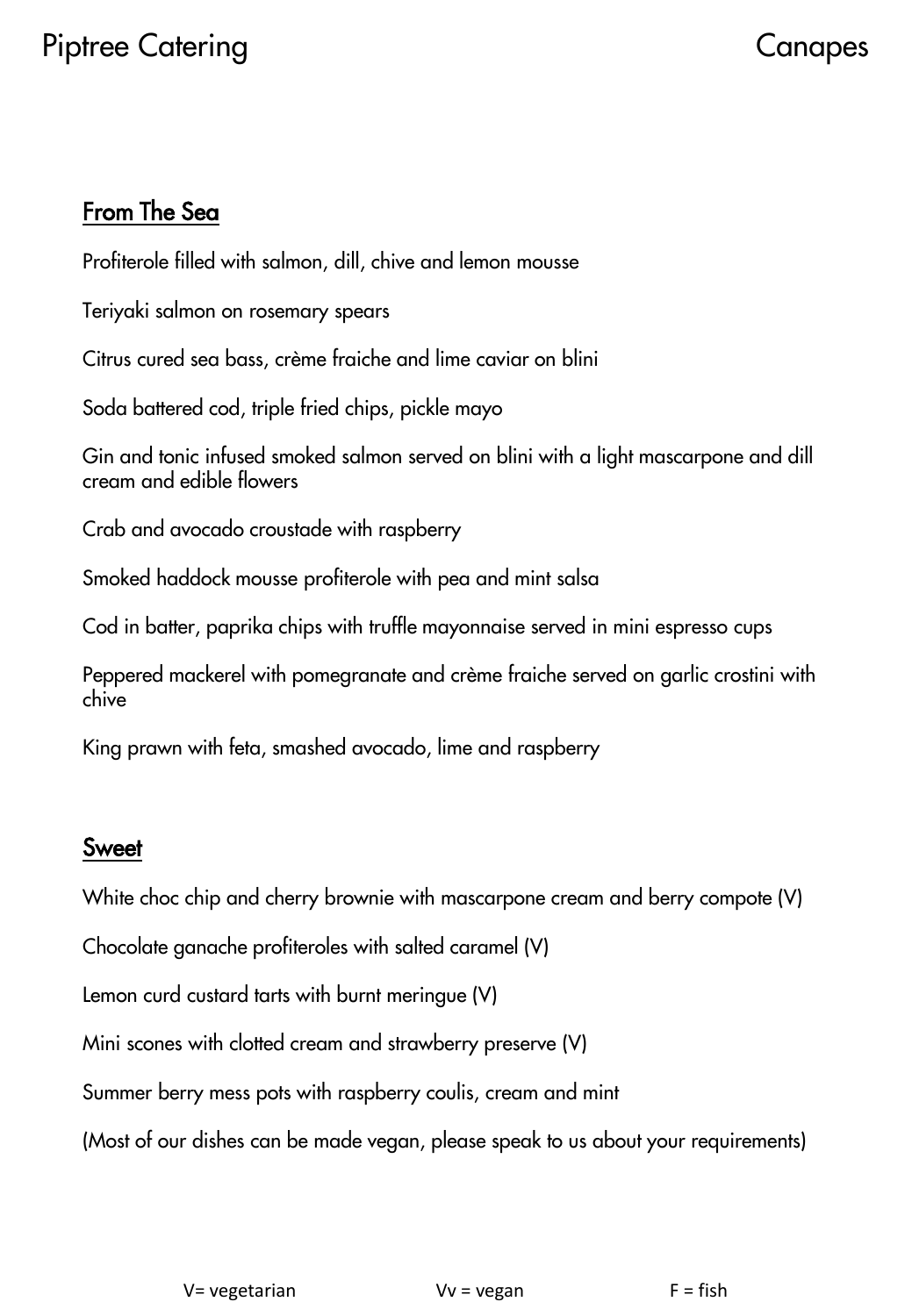## From The Sea

Profiterole filled with salmon, dill, chive and lemon mousse

Teriyaki salmon on rosemary spears

Citrus cured sea bass, crème fraiche and lime caviar on blini

Soda battered cod, triple fried chips, pickle mayo

Gin and tonic infused smoked salmon served on blini with a light mascarpone and dill cream and edible flowers

Crab and avocado croustade with raspberry

Smoked haddock mousse profiterole with pea and mint salsa

Cod in batter, paprika chips with truffle mayonnaise served in mini espresso cups

Peppered mackerel with pomegranate and crème fraiche served on garlic crostini with chive

King prawn with feta, smashed avocado, lime and raspberry

## Sweet

White choc chip and cherry brownie with mascarpone cream and berry compote (V)

Chocolate ganache profiteroles with salted caramel (V)

Lemon curd custard tarts with burnt meringue (V)

Mini scones with clotted cream and strawberry preserve (V)

Summer berry mess pots with raspberry coulis, cream and mint

(Most of our dishes can be made vegan, please speak to us about your requirements)

V= vegetarian Vv = vegan F = fish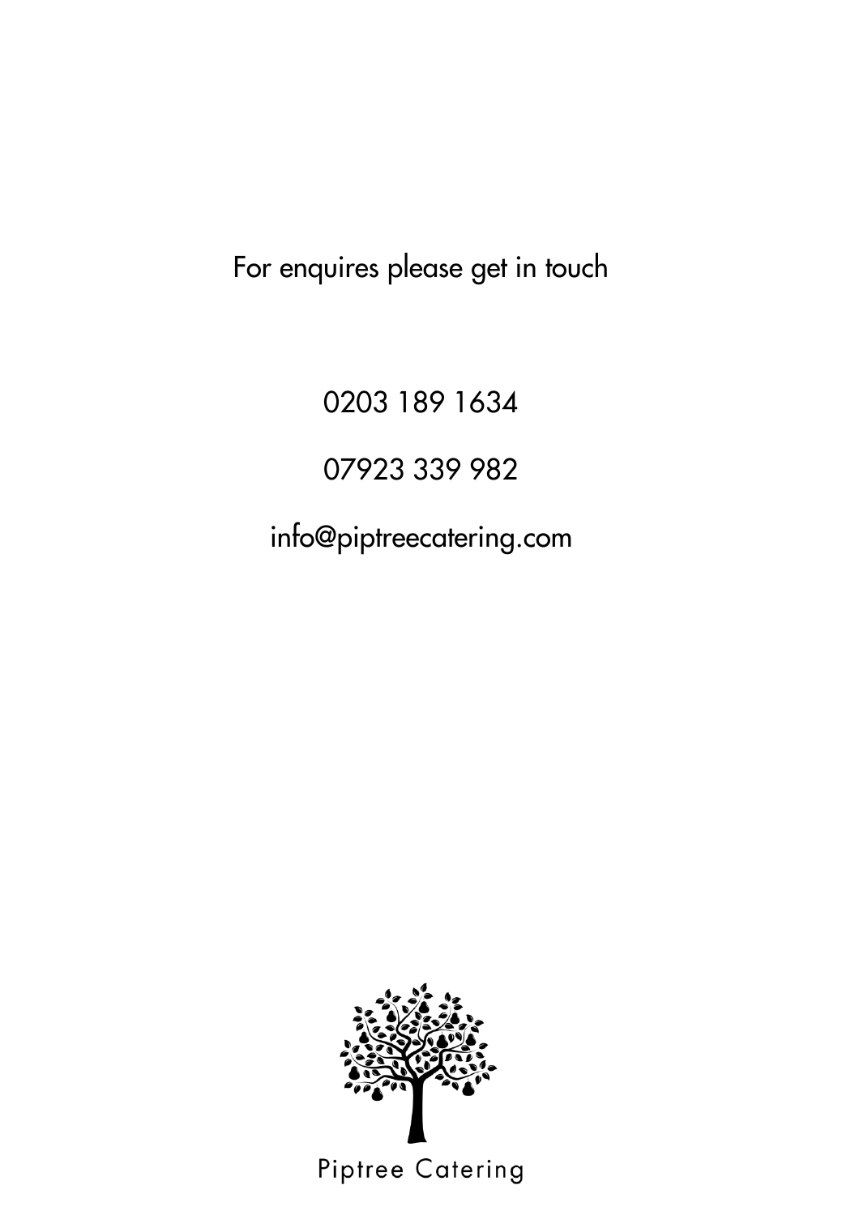For enquires please get in touch

0203 189 1634

07923 339 982

info@piptreecatering.com

Piptree Catering